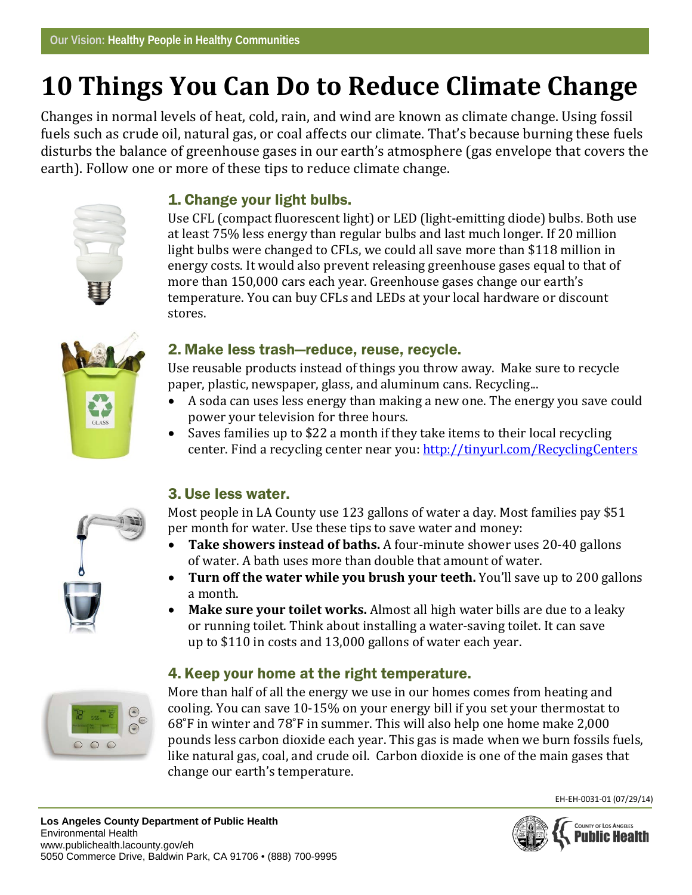Our Vision: **Healthy People in Healthy Communities**

# 10 Things You Can Do to Reduce Climate Change

Changes in normal levels of heat, cold, rain, and wind are known as climate change. Using fossil fuels such as crude oil, natural gas, or coal affects our climate. That's because burning these fuels disturbs the balance of greenhouse gases in our earth's atmosphere (gas envelope that covers the earth). Follow one or more of these tips to reduce climate change.

## 1. Change your light bulbs.

Use CFL (compact fluorescent light) or LED (light-emitting diode) bulbs. Both use at least 75% less energy than regular bulbs and last much longer. If 20 million light bulbs were changed to CFLs, we could all save more than $118 million in energy costs. It would also prevent releasing greenhouse gases equal to that of more than 150,000 cars each year. Greenhouse gases change our earth's temperature. You can buy CFLs and LEDs at your local hardware or discount stores.

## 2. Make less trash—reduce, reuse, recycle.

Use reusable products instead of things you throw away. Make sure to recycle paper, plastic, newspaper, glass, and aluminum cans. Recycling...

- A soda can uses less energy than making a new one. The energy you save could power your television for three hours.
- Saves families up to $22 a month if they take items to their local recycling center. Find a recycling center near you: http://tinyurl.com/RecyclingCenters

## 3. Use less water.

Most people in LA County use 123 gallons of water a day. Most families pay $51 per month for water. Use these tips to save water and money:

- **Take showers instead of baths.** A four-minute shower uses 20-40 gallons of water. A bath uses more than double that amount of water.
- **Turn off the water while you brush your teeth.** You'll save up to 200 gallons a month.
- **Make sure your toilet works.** Almost all high water bills are due to a leaky or running toilet. Think about installing a water-saving toilet. It can save up to $110 in costs and 13,000 gallons of water each year.

## 4. Keep your home at the right temperature.

More than half of all the energy we use in our homes comes from heating and cooling. You can save 10-15% on your energy bill if you set your thermostat to 68˚F in winter and 78˚F in summer. This will also help one home make 2,000 pounds less carbon dioxide each year. This gas is made when we burn fossils fuels, like natural gas, coal, and crude oil. Carbon dioxide is one of the main gases that change our earth's temperature.

EH-EH-0031-01 (07/29/14)

**Los Angeles County Department of Public Health**
Environmental Health
www.publichealth.lacounty.gov/eh
5050 Commerce Drive, Baldwin Park, CA 91706 • (888) 700-9995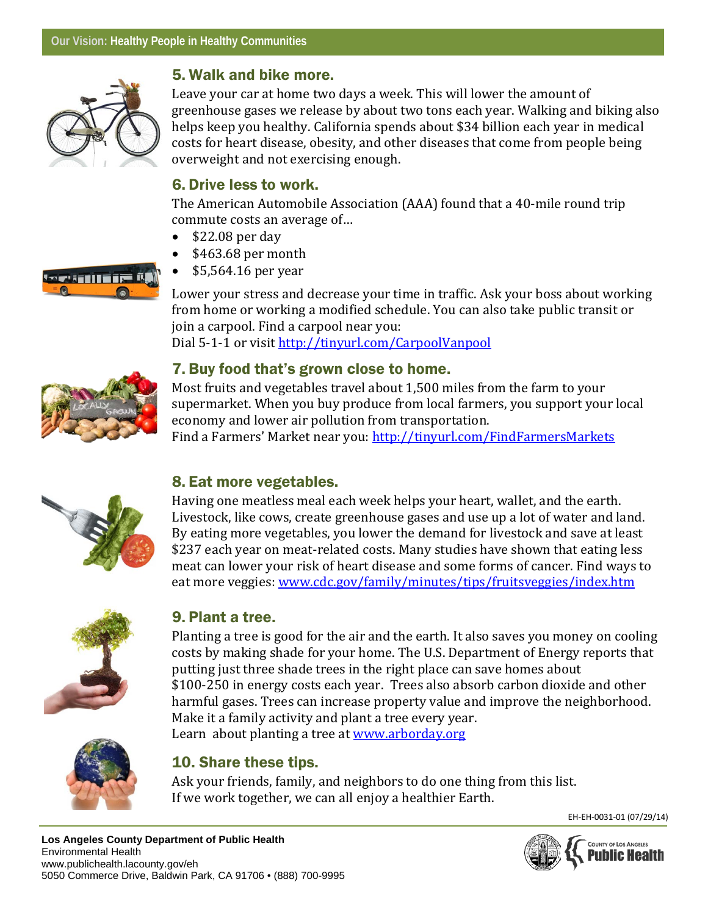Our Vision: Healthy People in Healthy Communities

## 5. Walk and bike more.

Leave your car at home two days a week. This will lower the amount of greenhouse gases we release by about two tons each year. Walking and biking also helps keep you healthy. California spends about $34 billion each year in medical costs for heart disease, obesity, and other diseases that come from people being overweight and not exercising enough.

## 6. Drive less to work.

The American Automobile Association (AAA) found that a 40-mile round trip commute costs an average of…

- $22.08 per day
- $463.68 per month
- $5,564.16 per year

Lower your stress and decrease your time in traffic. Ask your boss about working from home or working a modified schedule. You can also take public transit or join a carpool. Find a carpool near you:
Dial 5-1-1 or visit http://tinyurl.com/CarpoolVanpool

## 7. Buy food that's grown close to home.

Most fruits and vegetables travel about 1,500 miles from the farm to your supermarket. When you buy produce from local farmers, you support your local economy and lower air pollution from transportation.
Find a Farmers' Market near you: http://tinyurl.com/FindFarmersMarkets

## 8. Eat more vegetables.

Having one meatless meal each week helps your heart, wallet, and the earth. Livestock, like cows, create greenhouse gases and use up a lot of water and land. By eating more vegetables, you lower the demand for livestock and save at least $237 each year on meat-related costs. Many studies have shown that eating less meat can lower your risk of heart disease and some forms of cancer. Find ways to eat more veggies: www.cdc.gov/family/minutes/tips/fruitsveggies/index.htm

## 9. Plant a tree.

Planting a tree is good for the air and the earth. It also saves you money on cooling costs by making shade for your home. The U.S. Department of Energy reports that putting just three shade trees in the right place can save homes about $100-250 in energy costs each year. Trees also absorb carbon dioxide and other harmful gases. Trees can increase property value and improve the neighborhood. Make it a family activity and plant a tree every year.
Learn about planting a tree at www.arborday.org

## 10. Share these tips.

Ask your friends, family, and neighbors to do one thing from this list.
If we work together, we can all enjoy a healthier Earth.

EH-EH-0031-01 (07/29/14)

**Los Angeles County Department of Public Health**
Environmental Health
www.publichealth.lacounty.gov/eh
5050 Commerce Drive, Baldwin Park, CA 91706 • (888) 700-9995

County of Los Angeles Public Health